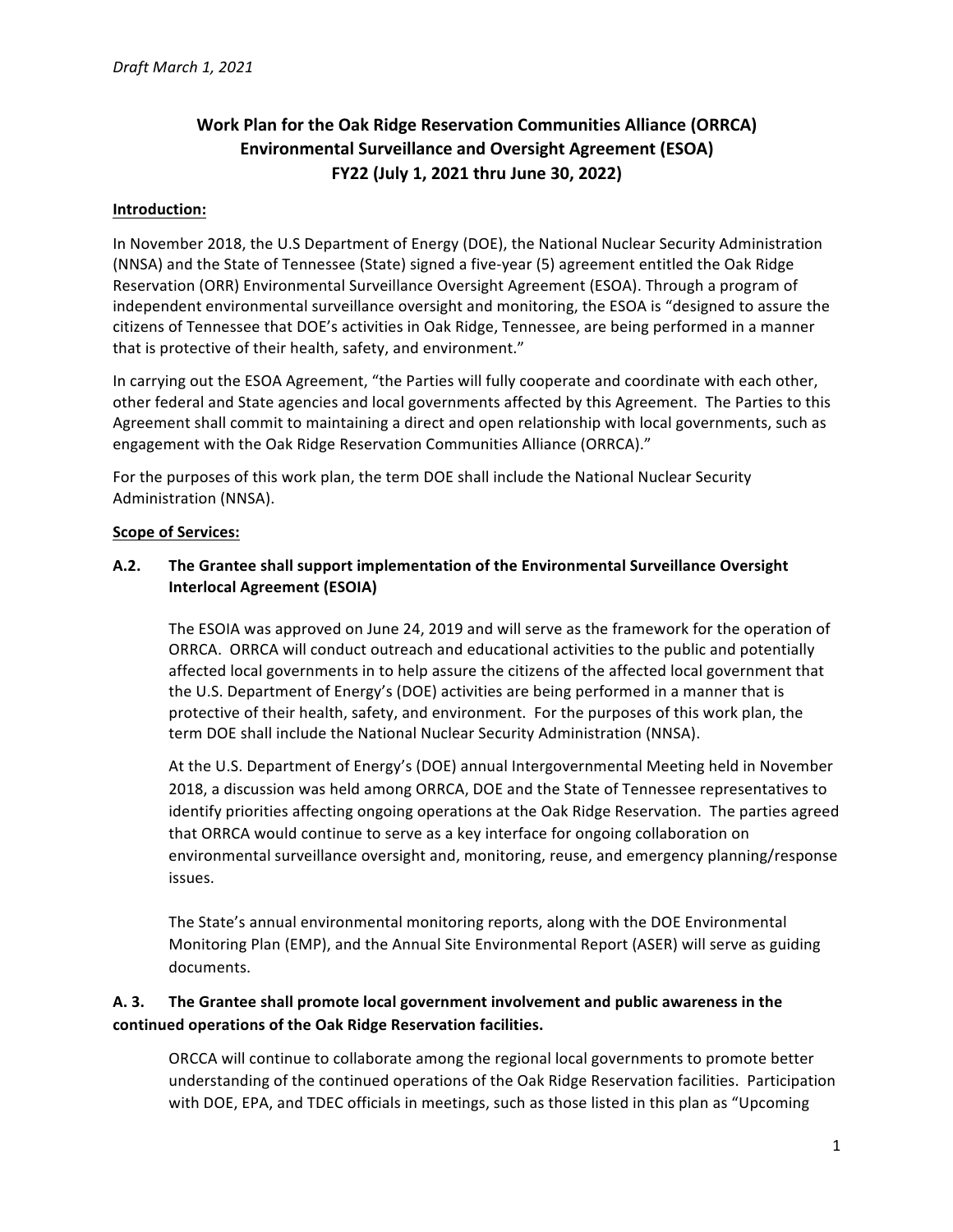*Draft March 1, 2021*

# Work Plan for the Oak Ridge Reservation Communities Alliance (ORRCA) Environmental Surveillance and Oversight Agreement (ESOA) FY22 (July 1, 2021 thru June 30, 2022)

## Introduction:

In November 2018, the U.S Department of Energy (DOE), the National Nuclear Security Administration (NNSA) and the State of Tennessee (State) signed a five-year (5) agreement entitled the Oak Ridge Reservation (ORR) Environmental Surveillance Oversight Agreement (ESOA). Through a program of independent environmental surveillance oversight and monitoring, the ESOA is "designed to assure the citizens of Tennessee that DOE's activities in Oak Ridge, Tennessee, are being performed in a manner that is protective of their health, safety, and environment."

In carrying out the ESOA Agreement, "the Parties will fully cooperate and coordinate with each other, other federal and State agencies and local governments affected by this Agreement. The Parties to this Agreement shall commit to maintaining a direct and open relationship with local governments, such as engagement with the Oak Ridge Reservation Communities Alliance (ORRCA)."

For the purposes of this work plan, the term DOE shall include the National Nuclear Security Administration (NNSA).

## Scope of Services:

### A.2. The Grantee shall support implementation of the Environmental Surveillance Oversight Interlocal Agreement (ESOIA)

The ESOIA was approved on June 24, 2019 and will serve as the framework for the operation of ORRCA. ORRCA will conduct outreach and educational activities to the public and potentially affected local governments in to help assure the citizens of the affected local government that the U.S. Department of Energy's (DOE) activities are being performed in a manner that is protective of their health, safety, and environment. For the purposes of this work plan, the term DOE shall include the National Nuclear Security Administration (NNSA).

At the U.S. Department of Energy's (DOE) annual Intergovernmental Meeting held in November 2018, a discussion was held among ORRCA, DOE and the State of Tennessee representatives to identify priorities affecting ongoing operations at the Oak Ridge Reservation. The parties agreed that ORRCA would continue to serve as a key interface for ongoing collaboration on environmental surveillance oversight and, monitoring, reuse, and emergency planning/response issues.

The State's annual environmental monitoring reports, along with the DOE Environmental Monitoring Plan (EMP), and the Annual Site Environmental Report (ASER) will serve as guiding documents.

### A. 3. The Grantee shall promote local government involvement and public awareness in the continued operations of the Oak Ridge Reservation facilities.

ORCCA will continue to collaborate among the regional local governments to promote better understanding of the continued operations of the Oak Ridge Reservation facilities. Participation with DOE, EPA, and TDEC officials in meetings, such as those listed in this plan as "Upcoming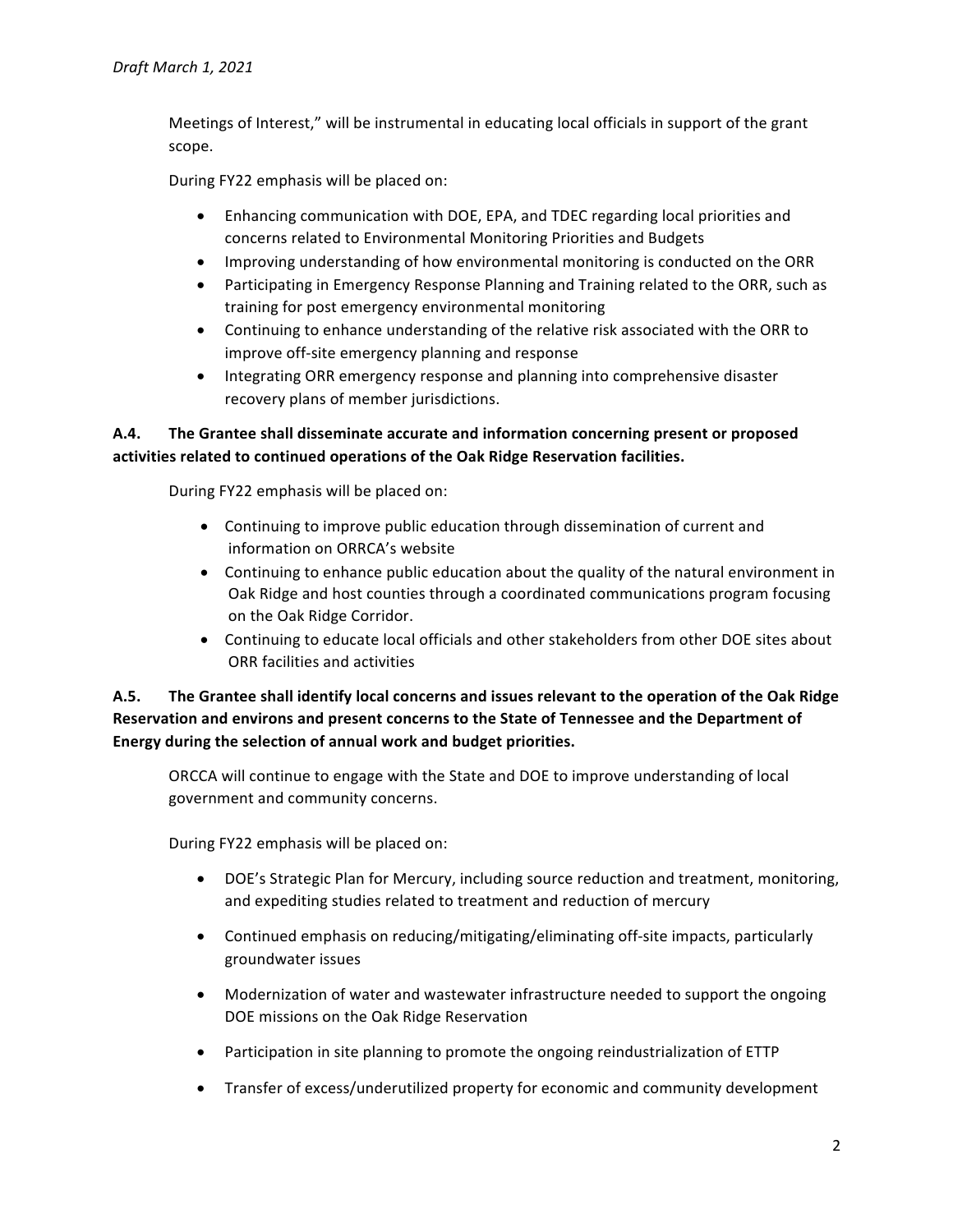Meetings of Interest," will be instrumental in educating local officials in support of the grant scope.

During FY22 emphasis will be placed on:

- Enhancing communication with DOE, EPA, and TDEC regarding local priorities and concerns related to Environmental Monitoring Priorities and Budgets
- Improving understanding of how environmental monitoring is conducted on the ORR
- Participating in Emergency Response Planning and Training related to the ORR, such as training for post emergency environmental monitoring
- Continuing to enhance understanding of the relative risk associated with the ORR to improve off-site emergency planning and response
- Integrating ORR emergency response and planning into comprehensive disaster recovery plans of member jurisdictions.

**A.4. The Grantee shall disseminate accurate and information concerning present or proposed activities related to continued operations of the Oak Ridge Reservation facilities.**

During FY22 emphasis will be placed on:

- Continuing to improve public education through dissemination of current and information on ORRCA's website
- Continuing to enhance public education about the quality of the natural environment in Oak Ridge and host counties through a coordinated communications program focusing on the Oak Ridge Corridor.
- Continuing to educate local officials and other stakeholders from other DOE sites about ORR facilities and activities

**A.5. The Grantee shall identify local concerns and issues relevant to the operation of the Oak Ridge Reservation and environs and present concerns to the State of Tennessee and the Department of Energy during the selection of annual work and budget priorities.**

ORCCA will continue to engage with the State and DOE to improve understanding of local government and community concerns.

During FY22 emphasis will be placed on:

- DOE's Strategic Plan for Mercury, including source reduction and treatment, monitoring, and expediting studies related to treatment and reduction of mercury
- Continued emphasis on reducing/mitigating/eliminating off-site impacts, particularly groundwater issues
- Modernization of water and wastewater infrastructure needed to support the ongoing DOE missions on the Oak Ridge Reservation
- Participation in site planning to promote the ongoing reindustrialization of ETTP
- Transfer of excess/underutilized property for economic and community development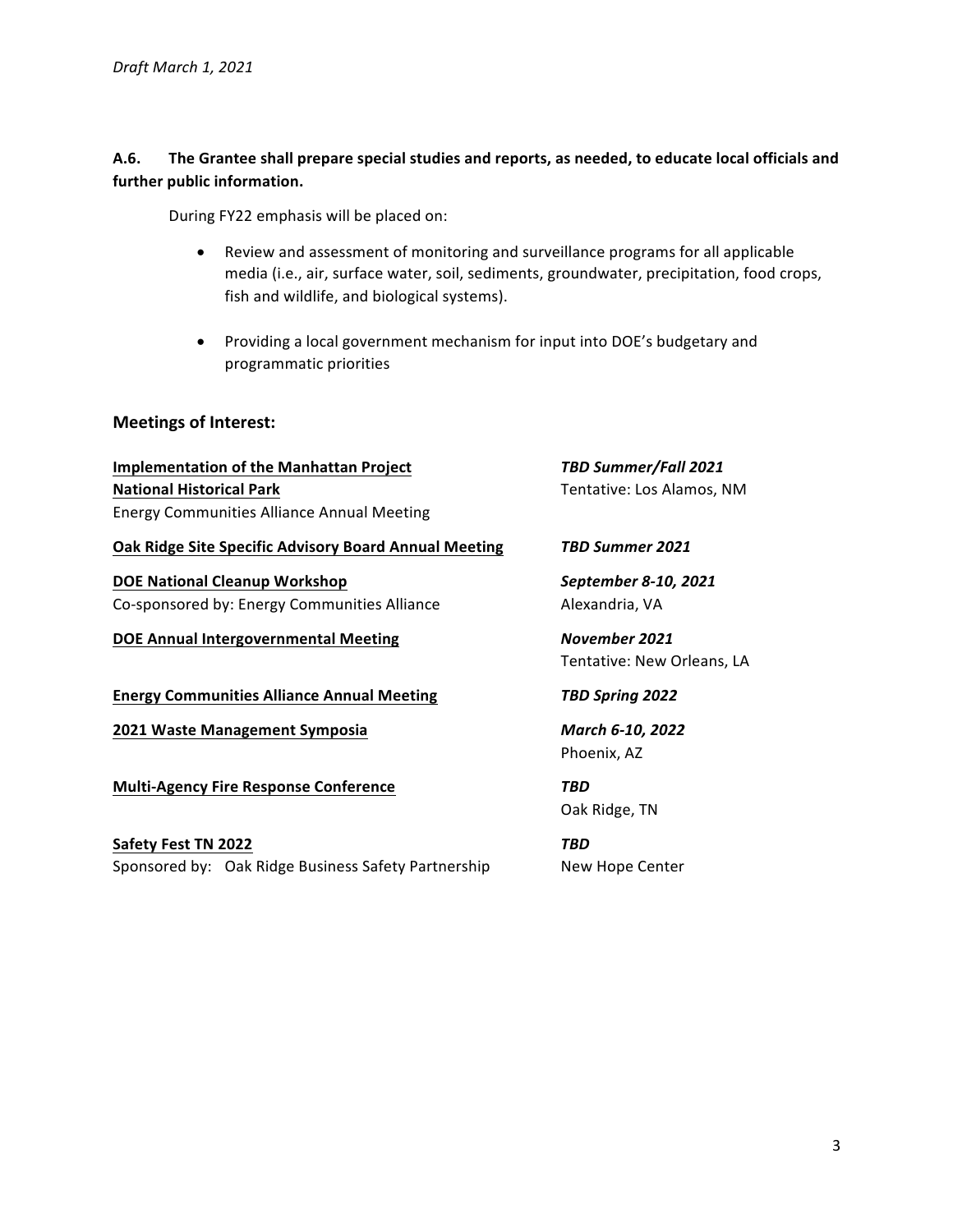**A.6. The Grantee shall prepare special studies and reports, as needed, to educate local officials and further public information.**

During FY22 emphasis will be placed on:

- Review and assessment of monitoring and surveillance programs for all applicable media (i.e., air, surface water, soil, sediments, groundwater, precipitation, food crops, fish and wildlife, and biological systems).
- Providing a local government mechanism for input into DOE's budgetary and programmatic priorities

## Meetings of Interest:

| | |
|---|---|
| **Implementation of the Manhattan Project National Historical Park**<br>Energy Communities Alliance Annual Meeting | ***TBD Summer/Fall 2021***<br>Tentative: Los Alamos, NM |
| **Oak Ridge Site Specific Advisory Board Annual Meeting** | ***TBD Summer 2021*** |
| **DOE National Cleanup Workshop**<br>Co-sponsored by: Energy Communities Alliance | ***September 8-10, 2021***<br>Alexandria, VA |
| **DOE Annual Intergovernmental Meeting** | ***November 2021***<br>Tentative: New Orleans, LA |
| **Energy Communities Alliance Annual Meeting** | ***TBD Spring 2022*** |
| **2021 Waste Management Symposia** | ***March 6-10, 2022***<br>Phoenix, AZ |
| **Multi-Agency Fire Response Conference** | ***TBD***<br>Oak Ridge, TN |
| **Safety Fest TN 2022**<br>Sponsored by: Oak Ridge Business Safety Partnership | ***TBD***<br>New Hope Center |